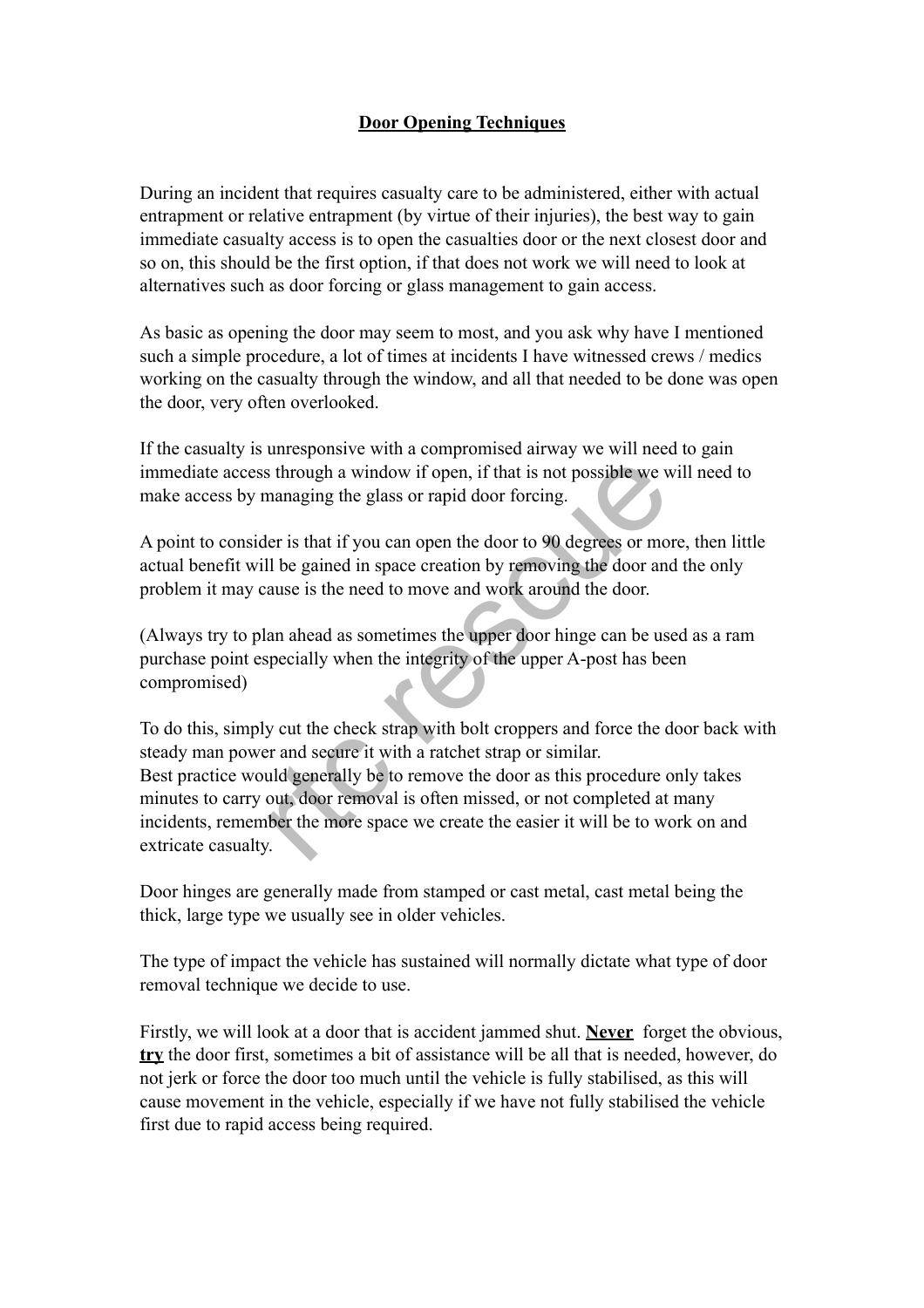# **Door Opening Techniques**

During an incident that requires casualty care to be administered, either with actual entrapment or relative entrapment (by virtue of their injuries), the best way to gain immediate casualty access is to open the casualties door or the next closest door and so on, this should be the first option, if that does not work we will need to look at alternatives such as door forcing or glass management to gain access.

As basic as opening the door may seem to most, and you ask why have I mentioned such a simple procedure, a lot of times at incidents I have witnessed crews / medics working on the casualty through the window, and all that needed to be done was open the door, very often overlooked.

If the casualty is unresponsive with a compromised airway we will need to gain immediate access through a window if open, if that is not possible we will need to make access by managing the glass or rapid door forcing.

A point to consider is that if you can open the door to 90 degrees or more, then little actual benefit will be gained in space creation by removing the door and the only problem it may cause is the need to move and work around the door.

(Always try to plan ahead as sometimes the upper door hinge can be used as a ram purchase point especially when the integrity of the upper A-post has been compromised)

To do this, simply cut the check strap with bolt croppers and force the door back with steady man power and secure it with a ratchet strap or similar.
Best practice would generally be to remove the door as this procedure only takes minutes to carry out, door removal is often missed, or not completed at many incidents, remember the more space we create the easier it will be to work on and extricate casualty.

Door hinges are generally made from stamped or cast metal, cast metal being the thick, large type we usually see in older vehicles.

The type of impact the vehicle has sustained will normally dictate what type of door removal technique we decide to use.

Firstly, we will look at a door that is accident jammed shut. **Never** forget the obvious, **try** the door first, sometimes a bit of assistance will be all that is needed, however, do not jerk or force the door too much until the vehicle is fully stabilised, as this will cause movement in the vehicle, especially if we have not fully stabilised the vehicle first due to rapid access being required.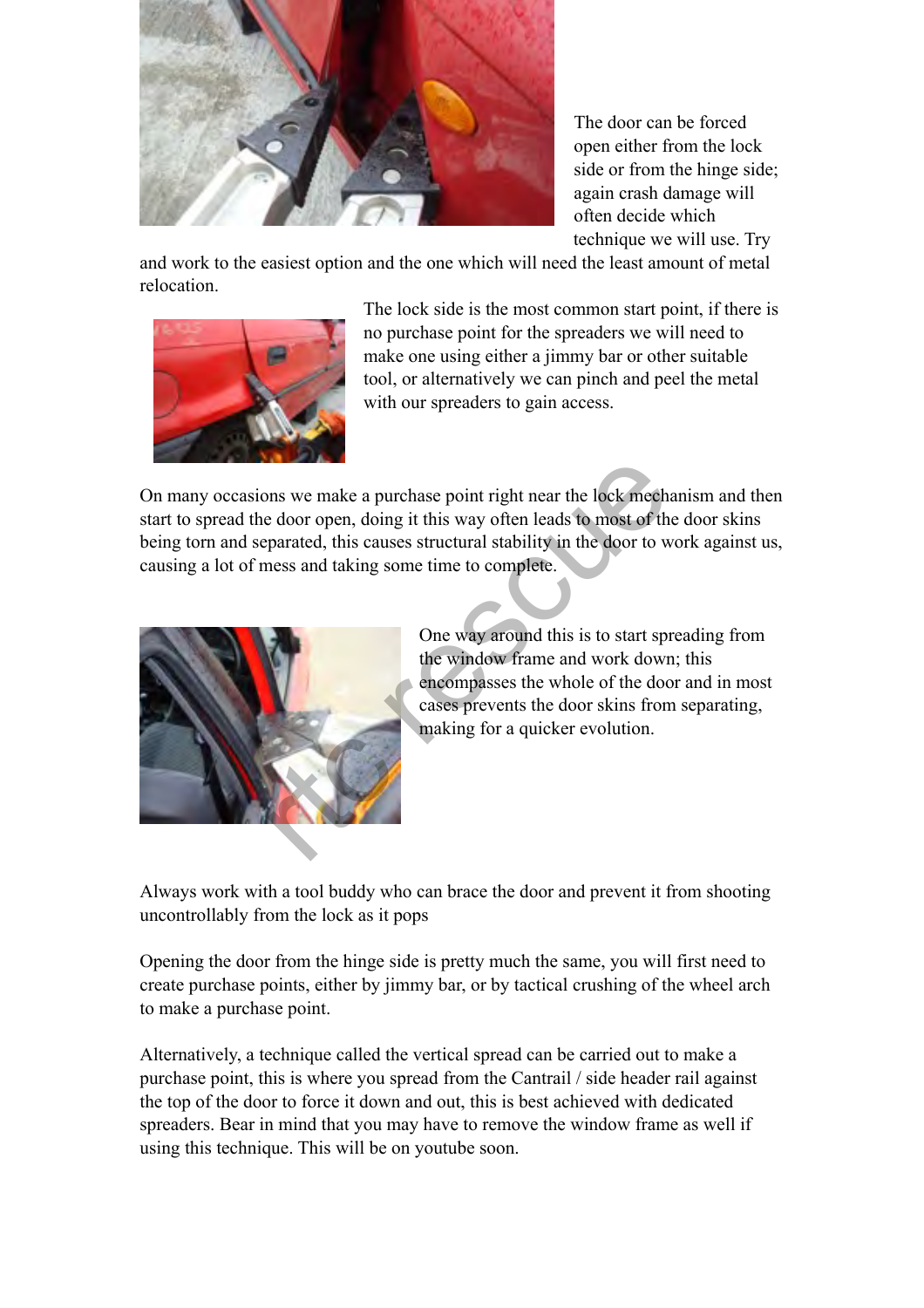The door can be forced open either from the lock side or from the hinge side; again crash damage will often decide which technique we will use. Try and work to the easiest option and the one which will need the least amount of metal relocation.

The lock side is the most common start point, if there is no purchase point for the spreaders we will need to make one using either a jimmy bar or other suitable tool, or alternatively we can pinch and peel the metal with our spreaders to gain access.

On many occasions we make a purchase point right near the lock mechanism and then start to spread the door open, doing it this way often leads to most of the door skins being torn and separated, this causes structural stability in the door to work against us, causing a lot of mess and taking some time to complete.

One way around this is to start spreading from the window frame and work down; this encompasses the whole of the door and in most cases prevents the door skins from separating, making for a quicker evolution.

Always work with a tool buddy who can brace the door and prevent it from shooting uncontrollably from the lock as it pops

Opening the door from the hinge side is pretty much the same, you will first need to create purchase points, either by jimmy bar, or by tactical crushing of the wheel arch to make a purchase point.

Alternatively, a technique called the vertical spread can be carried out to make a purchase point, this is where you spread from the Cantrail / side header rail against the top of the door to force it down and out, this is best achieved with dedicated spreaders. Bear in mind that you may have to remove the window frame as well if using this technique. This will be on youtube soon.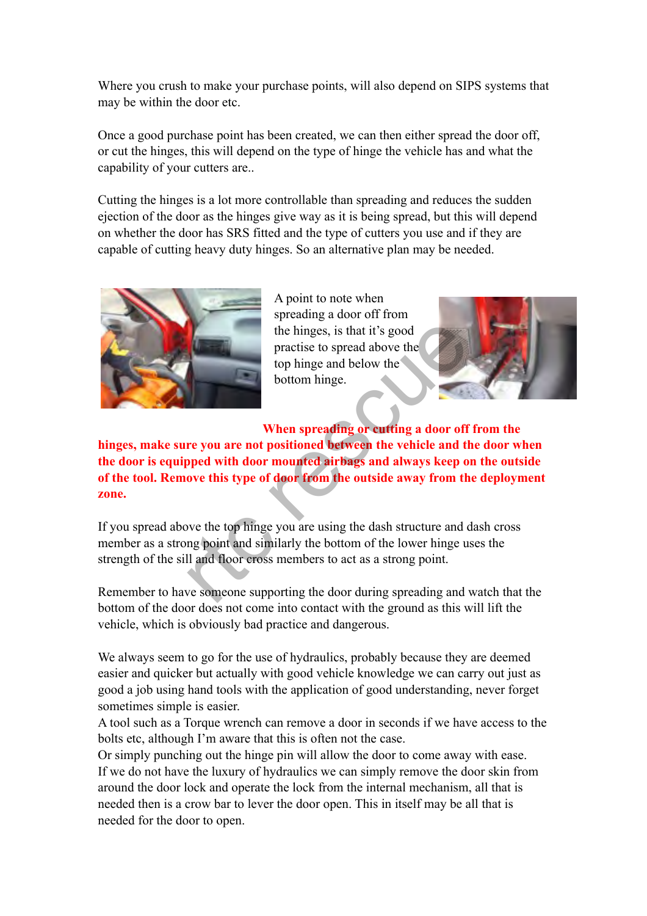Where you crush to make your purchase points, will also depend on SIPS systems that may be within the door etc.

Once a good purchase point has been created, we can then either spread the door off, or cut the hinges, this will depend on the type of hinge the vehicle has and what the capability of your cutters are..

Cutting the hinges is a lot more controllable than spreading and reduces the sudden ejection of the door as the hinges give way as it is being spread, but this will depend on whether the door has SRS fitted and the type of cutters you use and if they are capable of cutting heavy duty hinges. So an alternative plan may be needed.

A point to note when spreading a door off from the hinges, is that it's good practise to spread above the top hinge and below the bottom hinge.

**When spreading or cutting a door off from the hinges, make sure you are not positioned between the vehicle and the door when the door is equipped with door mounted airbags and always keep on the outside of the tool. Remove this type of door from the outside away from the deployment zone.**

If you spread above the top hinge you are using the dash structure and dash cross member as a strong point and similarly the bottom of the lower hinge uses the strength of the sill and floor cross members to act as a strong point.

Remember to have someone supporting the door during spreading and watch that the bottom of the door does not come into contact with the ground as this will lift the vehicle, which is obviously bad practice and dangerous.

We always seem to go for the use of hydraulics, probably because they are deemed easier and quicker but actually with good vehicle knowledge we can carry out just as good a job using hand tools with the application of good understanding, never forget sometimes simple is easier.
A tool such as a Torque wrench can remove a door in seconds if we have access to the bolts etc, although I'm aware that this is often not the case.
Or simply punching out the hinge pin will allow the door to come away with ease.
If we do not have the luxury of hydraulics we can simply remove the door skin from around the door lock and operate the lock from the internal mechanism, all that is needed then is a crow bar to lever the door open. This in itself may be all that is needed for the door to open.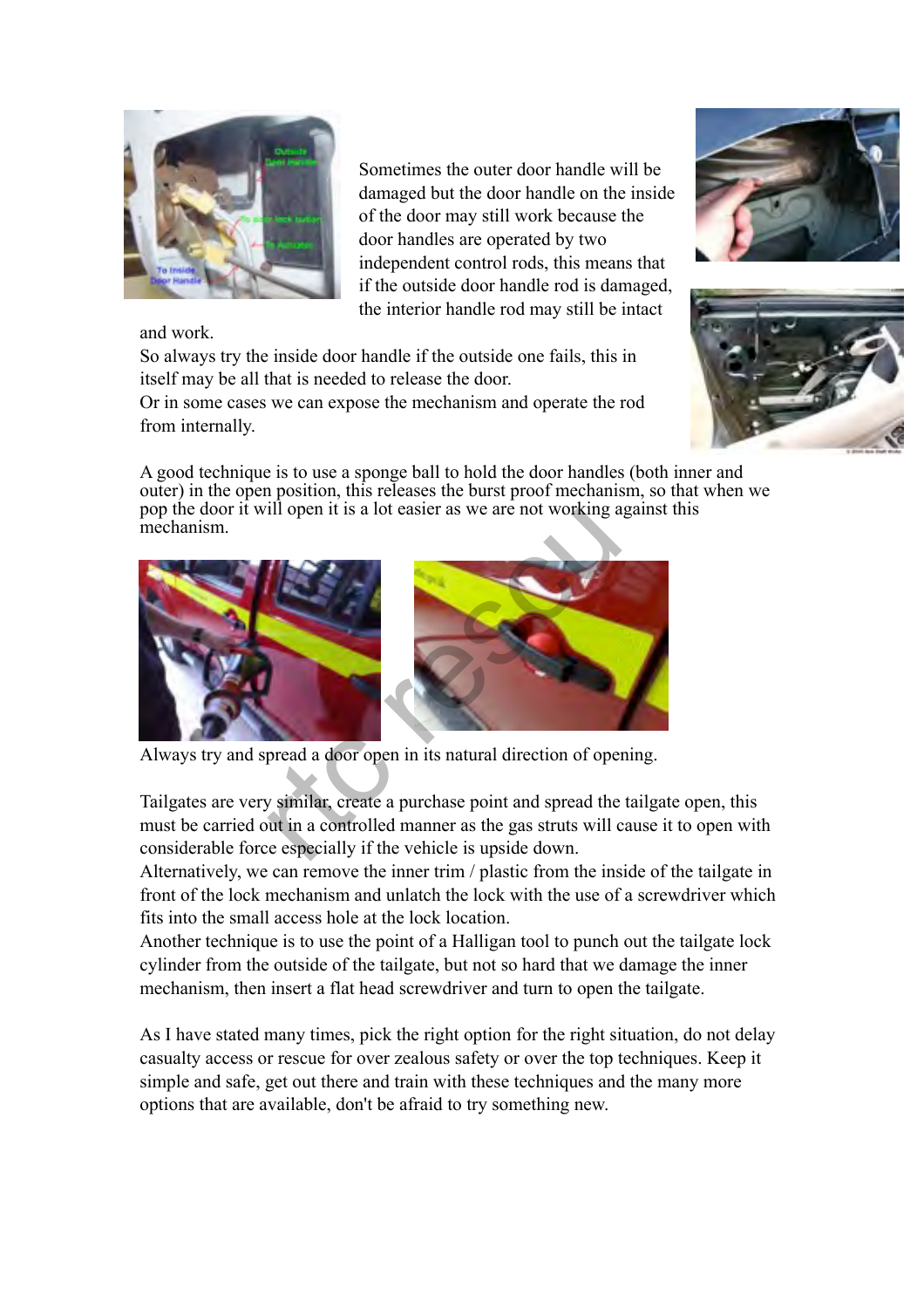Sometimes the outer door handle will be damaged but the door handle on the inside of the door may still work because the door handles are operated by two independent control rods, this means that if the outside door handle rod is damaged, the interior handle rod may still be intact and work.

So always try the inside door handle if the outside one fails, this in itself may be all that is needed to release the door.

Or in some cases we can expose the mechanism and operate the rod from internally.

A good technique is to use a sponge ball to hold the door handles (both inner and outer) in the open position, this releases the burst proof mechanism, so that when we pop the door it will open it is a lot easier as we are not working against this mechanism.

Always try and spread a door open in its natural direction of opening.

Tailgates are very similar, create a purchase point and spread the tailgate open, this must be carried out in a controlled manner as the gas struts will cause it to open with considerable force especially if the vehicle is upside down.

Alternatively, we can remove the inner trim / plastic from the inside of the tailgate in front of the lock mechanism and unlatch the lock with the use of a screwdriver which fits into the small access hole at the lock location.

Another technique is to use the point of a Halligan tool to punch out the tailgate lock cylinder from the outside of the tailgate, but not so hard that we damage the inner mechanism, then insert a flat head screwdriver and turn to open the tailgate.

As I have stated many times, pick the right option for the right situation, do not delay casualty access or rescue for over zealous safety or over the top techniques. Keep it simple and safe, get out there and train with these techniques and the many more options that are available, don't be afraid to try something new.